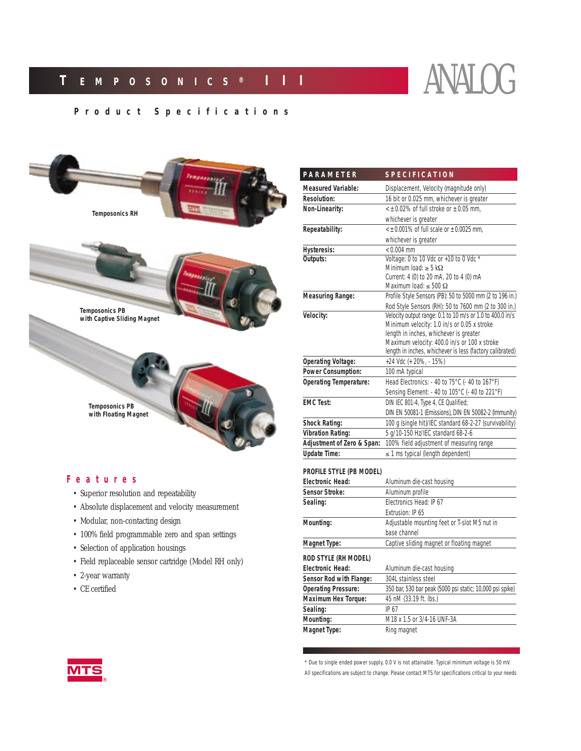# TEMPOSONICS® III

ANALOG

## Product Specifications

Temposonics RH

Temposonics PB
with Captive Sliding Magnet

Temposonics PB
with Floating Magnet

## Features

- Superior resolution and repeatability
- Absolute displacement and velocity measurement
- Modular, non-contacting design
- 100% field programmable zero and span settings
- Selection of application housings
- Field replaceable sensor cartridge (Model RH only)
- 2-year warranty
- CE certified

| PARAMETER | SPECIFICATION |
|---|---|
| **Measured Variable:** | Displacement, Velocity (magnitude only) |
| **Resolution:** | 16 bit or 0.025 mm, whichever is greater |
| **Non-Linearity:** | < ± 0.02% of full stroke or ± 0.05 mm, whichever is greater |
| **Repeatability:** | < ± 0.001% of full scale or ± 0.0025 mm, whichever is greater |
| **Hysteresis:** | < 0.004 mm |
| **Outputs:** | Voltage: 0 to 10 Vdc or +10 to 0 Vdc *<br>Minimum load: ≥ 5 kΩ<br>Current: 4 (0) to 20 mA, 20 to 4 (0) mA<br>Maximum load: ≤ 500 Ω |
| **Measuring Range:** | Profile Style Sensors (PB): 50 to 5000 mm (2 to 196 in.)<br>Rod Style Sensors (RH): 50 to 7600 mm (2 to 300 in.) |
| **Velocity:** | Velocity output range: 0.1 to 10 m/s or 1.0 to 400.0 in/s<br>Minimum velocity: 1.0 in/s or 0.05 x stroke length in inches, whichever is greater<br>Maximum velocity: 400.0 in/s or 100 x stroke length in inches, whichever is less (factory calibrated) |
| **Operating Voltage:** | +24 Vdc (+ 20%, - 15%) |
| **Power Consumption:** | 100 mA typical |
| **Operating Temperature:** | Head Electronics: - 40 to 75°C (- 40 to 167°F)<br>Sensing Element: - 40 to 105°C (- 40 to 221°F) |
| **EMC Test:** | DIN IEC 801-4, Type 4, CE Qualified;<br>DIN EN 50081-1 (Emissions), DIN EN 50082-2 (Immunity) |
| **Shock Rating:** | 100 g (single hit)/IEC standard 68-2-27 (survivability) |
| **Vibration Rating:** | 5 g/10-150 Hz/IEC standard 68-2-6 |
| **Adjustment of Zero & Span:** | 100% field adjustment of measuring range |
| **Update Time:** | ≤ 1 ms typical (length dependent) |

**PROFILE STYLE (PB MODEL)**

| | |
|---|---|
| **Electronic Head:** | Aluminum die-cast housing |
| **Sensor Stroke:** | Aluminum profile |
| **Sealing:** | Electronics Head: IP 67<br>Extrusion: IP 65 |
| **Mounting:** | Adjustable mounting feet or T-slot M5 nut in base channel |
| **Magnet Type:** | Captive sliding magnet or floating magnet |

**ROD STYLE (RH MODEL)**

| | |
|---|---|
| **Electronic Head:** | Aluminum die-cast housing |
| **Sensor Rod with Flange:** | 304L stainless steel |
| **Operating Pressure:** | 350 bar, 530 bar peak (5000 psi static; 10,000 psi spike) |
| **Maximum Hex Torque:** | 45 nM (33.19 ft. lbs.) |
| **Sealing:** | IP 67 |
| **Mounting:** | M18 x 1.5 or 3/4-16 UNF-3A |
| **Magnet Type:** | Ring magnet |

\* Due to single ended power supply, 0.0 V is not attainable. Typical minimum voltage is 50 mV.

All specifications are subject to change. Please contact MTS for specifications critical to your needs

MTS®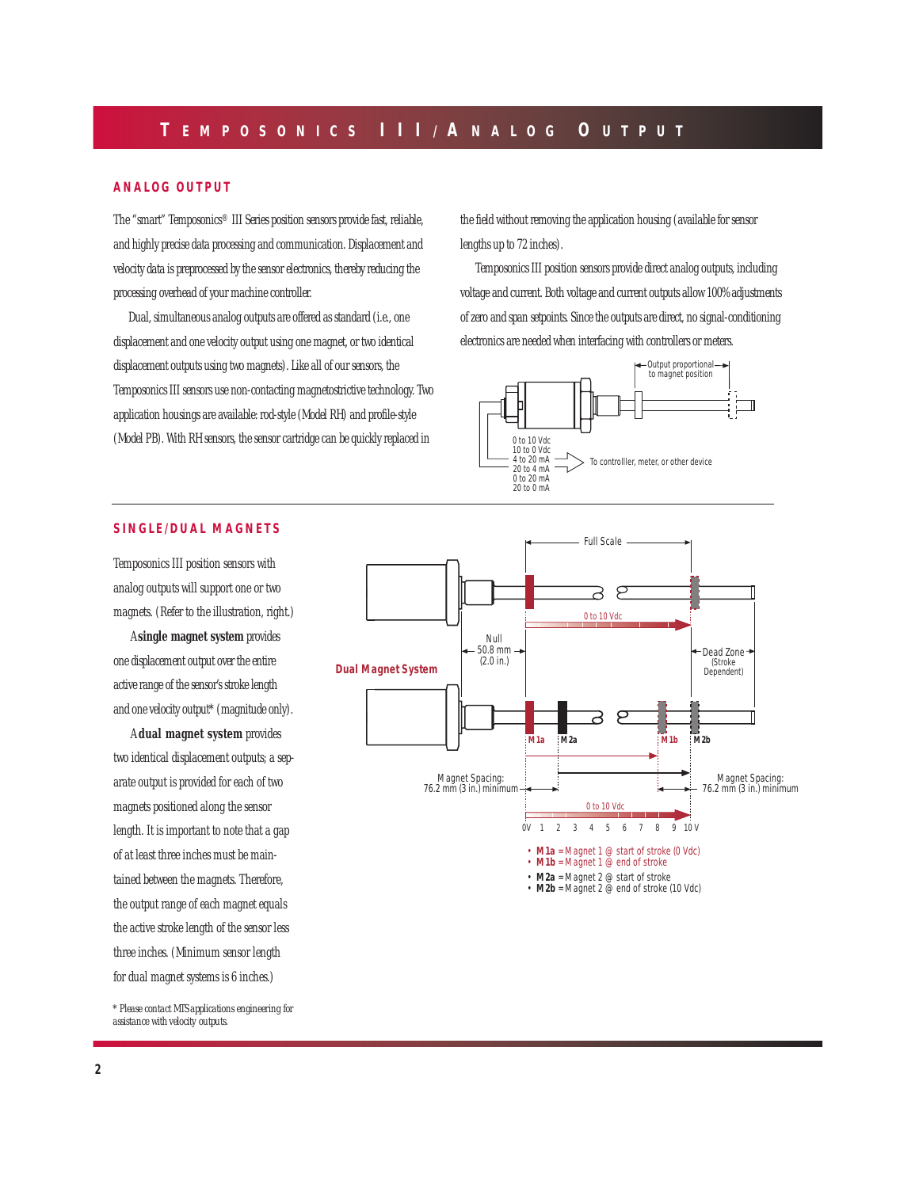## ANALOG OUTPUT

The "smart" Temposonics® III Series position sensors provide fast, reliable, and highly precise data processing and communication. Displacement and velocity data is preprocessed by the sensor electronics, thereby reducing the processing overhead of your machine controller.

Dual, simultaneous analog outputs are offered as standard (i.e., one displacement and one velocity output using one magnet, or two identical displacement outputs using two magnets). Like all of our sensors, the Temposonics III sensors use non-contacting magnetostrictive technology. Two application housings are available: rod-style (Model RH) and profile-style (Model PB). With RH sensors, the sensor cartridge can be quickly replaced in the field without removing the application housing (available for sensor lengths up to 72 inches).

Temposonics III position sensors provide direct analog outputs, including voltage and current. Both voltage and current outputs allow 100% adjustments of zero and span setpoints. Since the outputs are direct, no signal-conditioning electronics are needed when interfacing with controllers or meters.

Output proportional to magnet position

0 to 10 Vdc
10 to 0 Vdc
4 to 20 mA
20 to 4 mA
0 to 20 mA
20 to 0 mA

To controlller, meter, or other device

## SINGLE/DUAL MAGNETS

Temposonics III position sensors with analog outputs will support one or two magnets. (Refer to the illustration, right.)

A **single magnet system** provides one displacement output over the entire active range of the sensor's stroke length and one velocity output* (magnitude only).

A **dual magnet system** provides two identical displacement outputs; a separate output is provided for each of two magnets positioned along the sensor length. It is important to note that a gap of at least three inches must be maintained between the magnets. Therefore, the output range of each magnet equals the active stroke length of the sensor less three inches. (Minimum sensor length for dual magnet systems is 6 inches.)

Full Scale

0 to 10 Vdc

Null 50.8 mm (2.0 in.)

Dead Zone (Stroke Dependent)

**Dual Magnet System**

M1a M2a M1b M2b

Magnet Spacing: 76.2 mm (3 in.) minimum

Magnet Spacing: 76.2 mm (3 in.) minimum

0 to 10 Vdc

0V 1 2 3 4 5 6 7 8 9 10 V

- **M1a** = Magnet 1 @ start of stroke (0 Vdc)
- **M1b** = Magnet 1 @ end of stroke
- **M2a** = Magnet 2 @ start of stroke
- **M2b** = Magnet 2 @ end of stroke (10 Vdc)

\* Please contact MTS applications engineering for assistance with velocity outputs.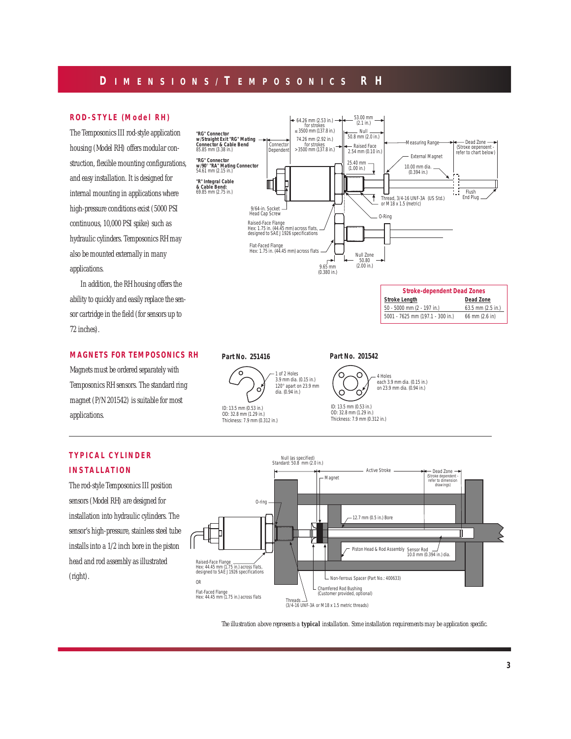# DIMENSIONS/TEMPOSONICS RH

## ROD-STYLE (Model RH)

The Temposonics III rod-style application housing (Model RH) offers modular construction, flexible mounting configurations, and easy installation. It is designed for internal mounting in applications where high-pressure conditions exist (5000 PSI continuous, 10,000 PSI spike) such as hydraulic cylinders. Temposonics RH may also be mounted externally in many applications.

In addition, the RH housing offers the ability to quickly and easily replace the sensor cartridge in the field (for sensors up to 72 inches).

**"RG" Connector w/Straight Exit "RG" Mating Connector & Cable Bend** 85.85 mm (3.38 in.)

**"RG" Connector w/90° "RA" Mating Connector** 54.61 mm (2.15 in.)

**"R" Integral Cable & Cable Bend:** 69.85 mm (2.75 in.)

Connector Dependent

64.26 mm (2.53 in.) for strokes ≤ 3500 mm (137.8 in.)

74.26 mm (2.92 in.) for strokes > 3500 mm (137.8 in.)

53.00 mm (2.1 in.)

Null 50.8 mm (2.0 in.)

Raised Face 2.54 mm (0.10 in.)

Measuring Range

Dead Zone (Stroke dependent - refer to chart below)

External Magnet

25.40 mm (1.00 in.)

10.00 mm dia. (0.394 in.)

Flush End Plug

Thread, 3/4-16 UNF-3A (US Std.) or M 18 x 1.5 (metric)

9/64-in. Socket Head Cap Screw

O-Ring

Raised-Face Flange Hex: 1.75 in. (44.45 mm) across flats, designed to SAE J 1926 specifications

Flat-Faced Flange Hex: 1.75 in. (44.45 mm) across flats

9.65 mm (0.380 in.)

Null Zone 50.80 (2.00 in.)

**Stroke-dependent Dead Zones**

| Stroke Length | Dead Zone |
|---|---|
| 50 - 5000 mm (2 - 197 in.) | 63.5 mm (2.5 in.) |
| 5001 - 7625 mm (197.1 - 300 in.) | 66 mm (2.6 in) |

## MAGNETS FOR TEMPOSONICS RH

Magnets must be ordered separately with Temposonics RH sensors. The standard ring magnet (P/N 201542) is suitable for most applications.

**Part No. 251416**

1 of 2 Holes 3.9 mm dia. (0.15 in.) 120° apart on 23.9 mm dia. (0.94 in.)

ID: 13.5 mm (0.53 in.)
OD: 32.8 mm (1.29 in.)
Thickness: 7.9 mm (0.312 in.)

**Part No. 201542**

4 Holes each 3.9 mm dia. (0.15 in.) on 23.9 mm dia. (0.94 in.)

ID: 13.5 mm (0.53 in.)
OD: 32.8 mm (1.29 in.)
Thickness: 7.9 mm (0.312 in.)

## TYPICAL CYLINDER INSTALLATION

The rod-style Temposonics III position sensors (Model RH) are designed for installation into hydraulic cylinders. The sensor's high-pressure, stainless steel tube installs into a 1/2 inch bore in the piston head and rod assembly as illustrated (right).

Null (as specified) Standard: 50.8 mm (2.0 in.)

Active Stroke

Dead Zone (Stroke dependent - refer to dimension drawings)

Magnet

O-ring

12.7 mm (0.5 in.) Bore

Piston Head & Rod Assembly

Sensor Rod 10.0 mm (0.394 in.) dia.

Raised-Face Flange Hex: 44.45 mm (1.75 in.) across flats, designed to SAE J 1926 specifications

OR

Flat-Faced Flange Hex: 44.45 mm (1.75 in.) across flats

Non-ferrous Spacer (Part No.: 400633)

Chamfered Rod Bushing (Customer provided, optional)

Threads (3/4-16 UNF-3A or M 18 x 1.5 metric threads)

The illustration above represents a **typical** installation. Some installation requirements may be application specific.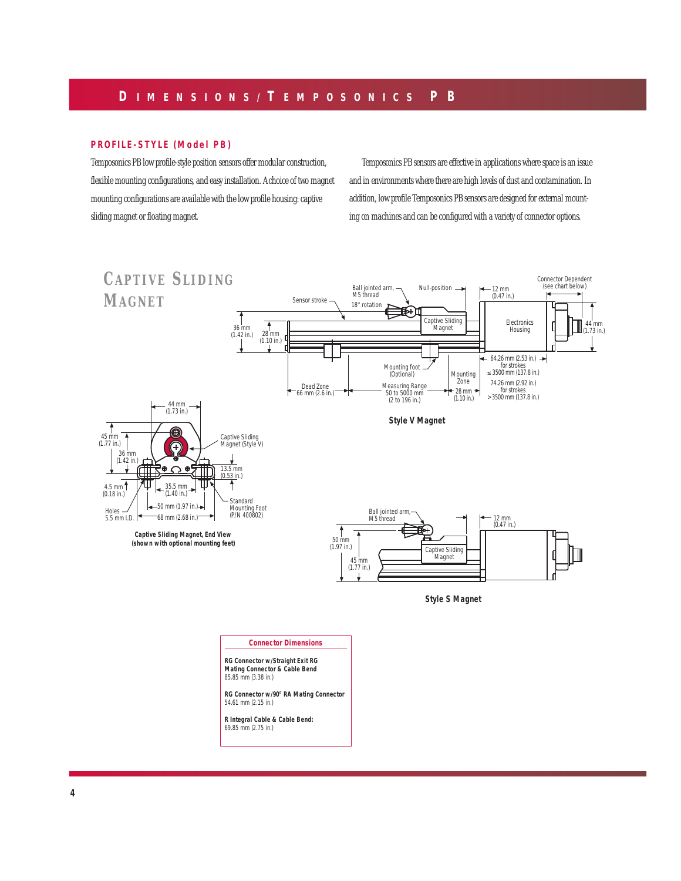# Dimensions/Temposonics PB

## PROFILE-STYLE (Model PB)

Temposonics PB low profile-style position sensors offer modular construction, flexible mounting configurations, and easy installation. A choice of two magnet mounting configurations are available with the low profile housing: captive sliding magnet or floating magnet.

Temposonics PB sensors are effective in applications where space is an issue and in environments where there are high levels of dust and contamination. In addition, low profile Temposonics PB sensors are designed for external mounting on machines and can be configured with a variety of connector options.

## Captive Sliding Magnet

Sensor stroke
Ball jointed arm, M5 thread
18° rotation
Null-position
12 mm (0.47 in.)
Connector Dependent (see chart below)
Captive Sliding Magnet
Electronics Housing
36 mm (1.42 in.)
28 mm (1.10 in.)
44 mm (1.73 in.)
Mounting foot (Optional)
Mounting Zone
64.26 mm (2.53 in.) for strokes ≤ 3500 mm (137.8 in.)
74.26 mm (2.92 in.) for strokes > 3500 mm (137.8 in.)
Dead Zone 66 mm (2.6 in.)
Measuring Range 50 to 5000 mm (2 to 196 in.)
28 mm (1.10 in.)

**Style V Magnet**

44 mm (1.73 in.)
45 mm (1.77 in.)
36 mm (1.42 in.)
Captive Sliding Magnet (Style V)
13.5 mm (0.53 in.)
4.5 mm (0.18 in.)
35.5 mm (1.40 in.)
Standard Mounting Foot (P/N 400802)
Holes 5.5 mm I.D.
50 mm (1.97 in.)
68 mm (2.68 in.)

**Captive Sliding Magnet, End View (shown with optional mounting feet)**

Ball jointed arm, M5 thread
12 mm (0.47 in.)
50 mm (1.97 in.)
45 mm (1.77 in.)
Captive Sliding Magnet

**Style S Magnet**

### Connector Dimensions

**RG Connector w/Straight Exit RG Mating Connector & Cable Bend**
85.85 mm (3.38 in.)

**RG Connector w/90° RA Mating Connector**
54.61 mm (2.15 in.)

**R Integral Cable & Cable Bend:**
69.85 mm (2.75 in.)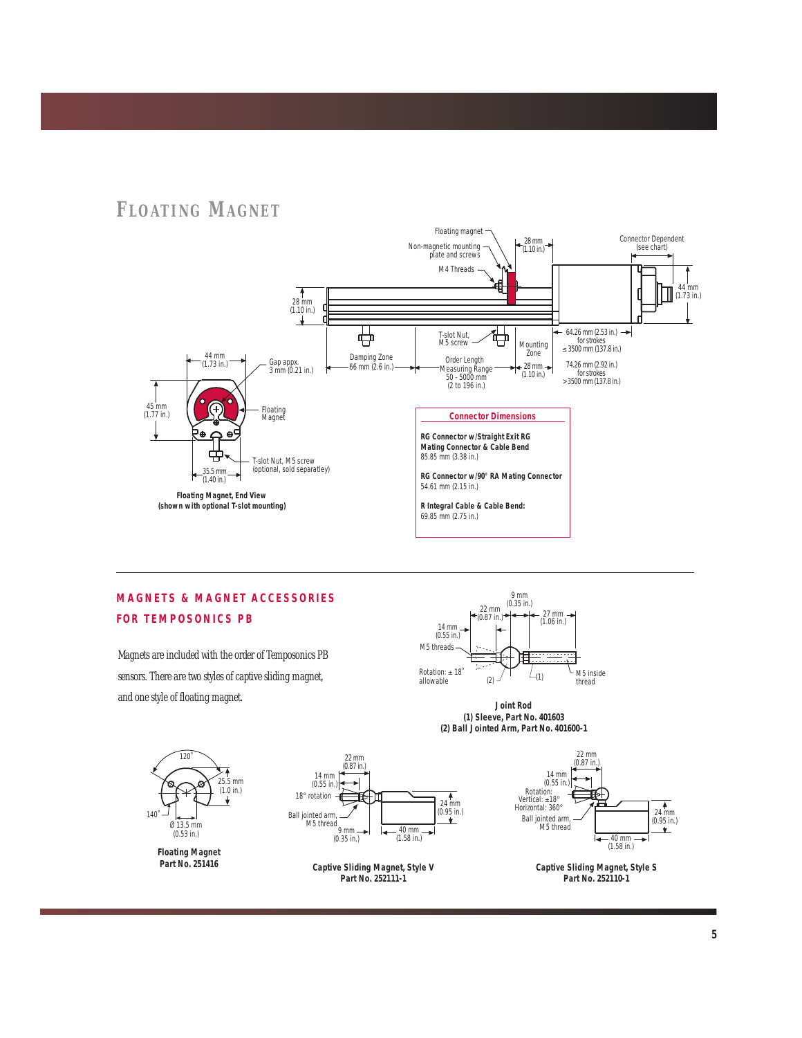# FLOATING MAGNET

Floating magnet

Non-magnetic mounting plate and screws

M4 Threads

28 mm (1.10 in.)

Connector Dependent (see chart)

44 mm (1.73 in.)

28 mm (1.10 in.)

T-slot Nut, M5 screw

Mounting Zone

64.26 mm (2.53 in.) for strokes ≤ 3500 mm (137.8 in.)

74.26 mm (2.92 in.) for strokes >3500 mm (137.8 in.)

Damping Zone 66 mm (2.6 in.)

Order Length Measuring Range 50 - 5000 mm (2 to 196 in.)

28 mm (1.10 in.)

44 mm (1.73 in.)

Gap appx. 3 mm (0.21 in.)

45 mm (1.77 in.)

Floating Magnet

T-slot Nut, M5 screw (optional, sold separatley)

35.5 mm (1.40 in.)

**Floating Magnet, End View (shown with optional T-slot mounting)**

**Connector Dimensions**

**RG Connector w/Straight Exit RG Mating Connector & Cable Bend**
85.85 mm (3.38 in.)

**RG Connector w/90° RA Mating Connector**
54.61 mm (2.15 in.)

**R Integral Cable & Cable Bend:**
69.85 mm (2.75 in.)

## MAGNETS & MAGNET ACCESSORIES FOR TEMPOSONICS PB

Magnets are included with the order of Temposonics PB sensors. There are two styles of captive sliding magnet, and one style of floating magnet.

9 mm (0.35 in.)

22 mm (0.87 in.)

27 mm (1.06 in.)

14 mm (0.55 in.)

M5 threads

Rotation: ± 18° allowable

(2)

(1)

M5 inside thread

**Joint Rod**
**(1) Sleeve, Part No. 401603**
**(2) Ball Jointed Arm, Part No. 401600-1**

120°

25.5 mm (1.0 in.)

140°

Ø 13.5 mm (0.53 in.)

**Floating Magnet**
**Part No. 251416**

22 mm (0.87 in.)

14 mm (0.55 in.)

18° rotation

24 mm (0.95 in.)

Ball jointed arm, M5 thread

9 mm (0.35 in.)

40 mm (1.58 in.)

**Captive Sliding Magnet, Style V**
**Part No. 252111-1**

22 mm (0.87 in.)

14 mm (0.55 in.)

Rotation: Vertical: ±18° Horizontal: 360°

Ball jointed arm, M5 thread

24 mm (0.95 in.)

40 mm (1.58 in.)

**Captive Sliding Magnet, Style S**
**Part No. 252110-1**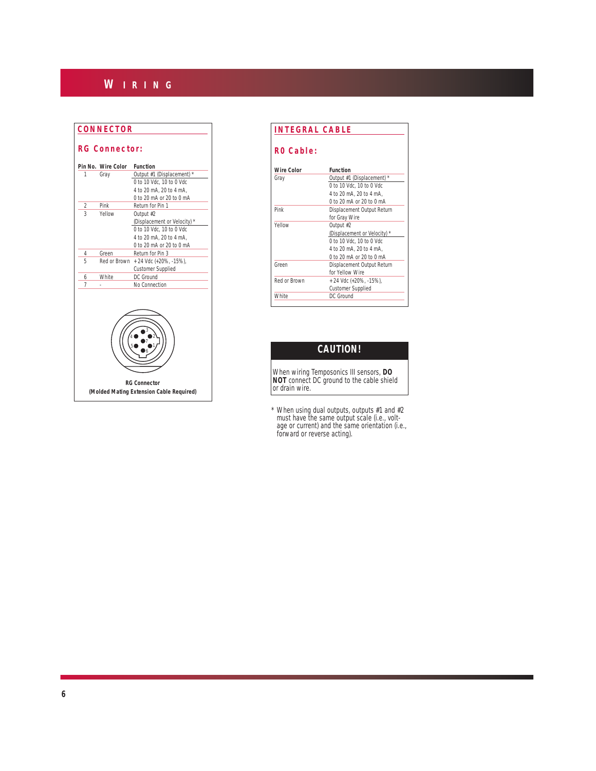# WIRING

## CONNECTOR

### RG Connector:

| Pin No. | Wire Color | Function |
|---|---|---|
| 1 | Gray | Output #1 (Displacement) * 0 to 10 Vdc, 10 to 0 Vdc 4 to 20 mA, 20 to 4 mA, 0 to 20 mA or 20 to 0 mA |
| 2 | Pink | Return for Pin 1 |
| 3 | Yellow | Output #2 (Displacement or Velocity) * 0 to 10 Vdc, 10 to 0 Vdc 4 to 20 mA, 20 to 4 mA, 0 to 20 mA or 20 to 0 mA |
| 4 | Green | Return for Pin 3 |
| 5 | Red or Brown | +24 Vdc (+20%, -15%), Customer Supplied |
| 6 | White | DC Ground |
| 7 | - | No Connection |

**RG Connector**
**(Molded Mating Extension Cable Required)**

## INTEGRAL CABLE

### RO Cable:

| Wire Color | Function |
|---|---|
| Gray | Output #1 (Displacement) * 0 to 10 Vdc, 10 to 0 Vdc 4 to 20 mA, 20 to 4 mA, 0 to 20 mA or 20 to 0 mA |
| Pink | Displacement Output Return for Gray Wire |
| Yellow | Output #2 (Displacement or Velocity) * 0 to 10 Vdc, 10 to 0 Vdc 4 to 20 mA, 20 to 4 mA, 0 to 20 mA or 20 to 0 mA |
| Green | Displacement Output Return for Yellow Wire |
| Red or Brown | +24 Vdc (+20%, -15%), Customer Supplied |
| White | DC Ground |

## CAUTION!

When wiring Temposonics III sensors, **DO NOT** connect DC ground to the cable shield or drain wire.

\* When using dual outputs, outputs #1 and #2 must have the same output scale (i.e., voltage or current) and the same orientation (i.e., forward or reverse acting).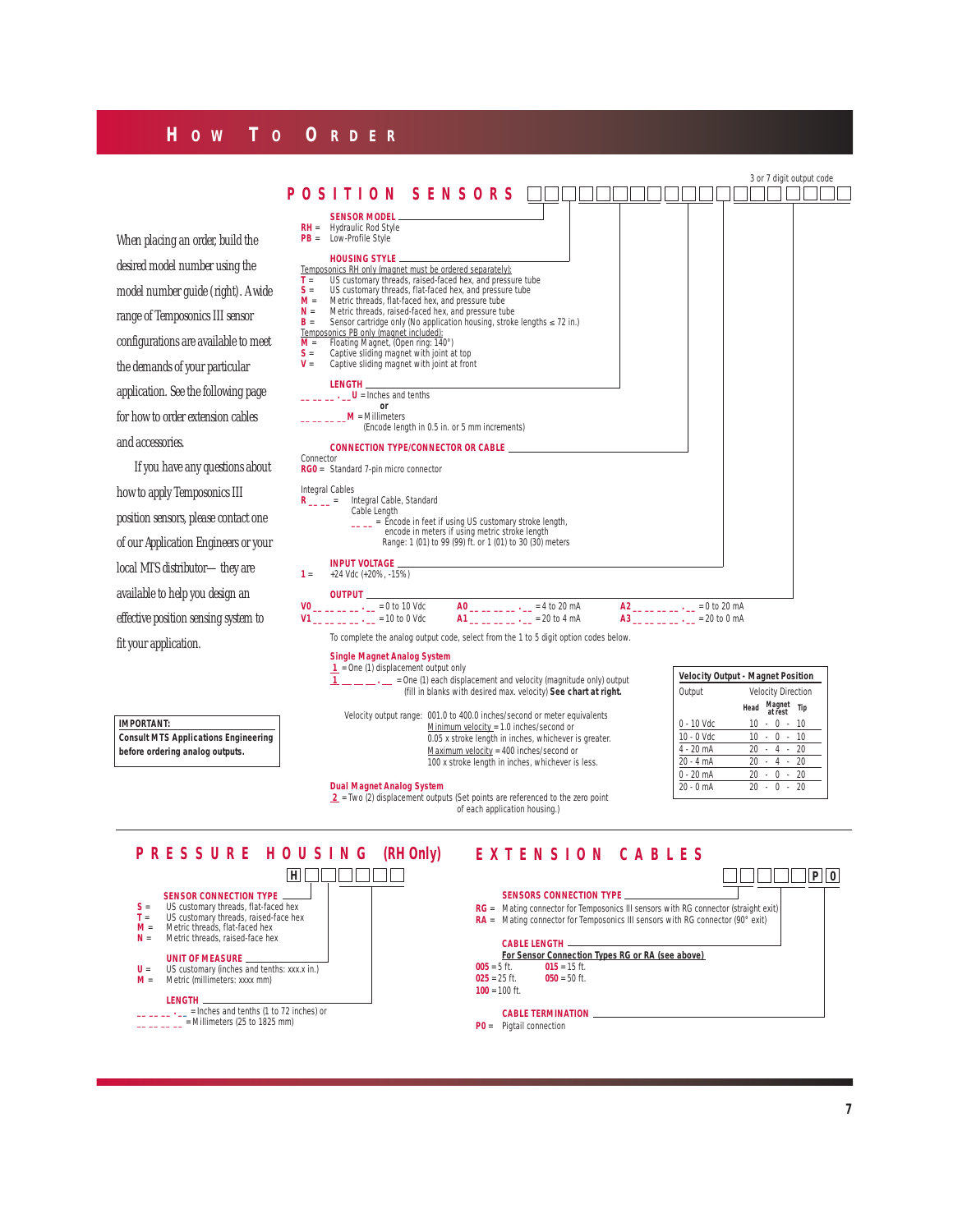# HOW TO ORDER

When placing an order, build the desired model number using the model number guide (right). A wide range of Temposonics III sensor configurations are available to meet the demands of your particular application. See the following page for how to order extension cables and accessories.

If you have any questions about how to apply Temposonics III position sensors, please contact one of our Application Engineers or your local MTS distributor— they are available to help you design an effective position sensing system to fit your application.

**IMPORTANT:**
**Consult MTS Applications Engineering before ordering analog outputs.**

## POSITION SENSORS

3 or 7 digit output code

**SENSOR MODEL**

- **RH** = Hydraulic Rod Style
- **PB** = Low-Profile Style

**HOUSING STYLE**

Temposonics RH only (magnet must be ordered separately):

- **T** = US customary threads, raised-faced hex, and pressure tube
- **S** = US customary threads, flat-faced hex, and pressure tube
- **M** = Metric threads, flat-faced hex, and pressure tube
- **N** = Metric threads, raised-faced hex, and pressure tube
- **B** = Sensor cartridge only (No application housing, stroke lengths ≤ 72 in.)

Temposonics PB only (magnet included):

- **M** = Floating Magnet, (Open ring: 140°)
- **S** = Captive sliding magnet with joint at top
- **V** = Captive sliding magnet with joint at front

**LENGTH**

- _ _ _ _ . _ _ **U** = Inches and tenths

  or

- _ _ _ _ _ **M** = Millimeters

(Encode length in 0.5 in. or 5 mm increments)

**CONNECTION TYPE/CONNECTOR OR CABLE**

Connector

- **RG0** = Standard 7-pin micro connector

Integral Cables

- **R** _ _ _ = Integral Cable, Standard Cable Length
  - _ _ _ = Encode in feet if using US customary stroke length, encode in meters if using metric stroke length. Range: 1 (01) to 99 (99) ft. or 1 (01) to 30 (30) meters

**INPUT VOLTAGE**

- **1** = +24 Vdc (+20%, -15%)

**OUTPUT**

- **V0** _ _ _ _ _ _ . _ _ = 0 to 10 Vdc
- **V1** _ _ _ _ _ _ . _ _ = 10 to 0 Vdc
- **A0** _ _ _ _ _ _ . _ _ = 4 to 20 mA
- **A1** _ _ _ _ _ _ . _ _ = 20 to 4 mA
- **A2** _ _ _ _ _ _ . _ _ = 0 to 20 mA
- **A3** _ _ _ _ _ _ . _ _ = 20 to 0 mA

To complete the analog output code, select from the 1 to 5 digit option codes below.

**Single Magnet Analog System**

- 1 = One (1) displacement output only
- 1 _ _ _ . _ = One (1) each displacement and velocity (magnitude only) output (fill in blanks with desired max. velocity) **See chart at right.**

Velocity output range: 001.0 to 400.0 inches/second or meter equivalents

Minimum velocity = 1.0 inches/second or 0.05 x stroke length in inches, whichever is greater.

Maximum velocity = 400 inches/second or 100 x stroke length in inches, whichever is less.

**Dual Magnet Analog System**

- 2 = Two (2) displacement outputs (Set points are referenced to the zero point of each application housing.)

| **Velocity Output - Magnet Position** | | | |
|---|---|---|---|
| Output | Velocity Direction | | |
| | Head | Magnet at rest | Tip |
| 0 - 10 Vdc | 10 | 0 | 10 |
| 10 - 0 Vdc | 10 | 0 | 10 |
| 4 - 20 mA | 20 | 4 | 20 |
| 20 - 4 mA | 20 | 4 | 20 |
| 0 - 20 mA | 20 | 0 | 20 |
| 20 - 0 mA | 20 | 0 | 20 |

## PRESSURE HOUSING (RH Only)

H _ _ _ _ _

**SENSOR CONNECTION TYPE**

- **S** = US customary threads, flat-faced hex
- **T** = US customary threads, raised-face hex
- **M** = Metric threads, flat-faced hex
- **N** = Metric threads, raised-face hex

**UNIT OF MEASURE**

- **U** = US customary (inches and tenths: xxx.x in.)
- **M** = Metric (millimeters: xxxx mm)

**LENGTH**

- _ _ _ . _ = Inches and tenths (1 to 72 inches) or
- _ _ _ _ = Millimeters (25 to 1825 mm)

## EXTENSION CABLES

_ _ _ _ _ P 0

**SENSORS CONNECTION TYPE**

- **RG** = Mating connector for Temposonics III sensors with RG connector (straight exit)
- **RA** = Mating connector for Temposonics III sensors with RG connector (90° exit)

**CABLE LENGTH**

For Sensor Connection Types RG or RA (see above)

- **005** = 5 ft.
- **015** = 15 ft.
- **025** = 25 ft.
- **050** = 50 ft.
- **100** = 100 ft.

**CABLE TERMINATION**

- **P0** = Pigtail connection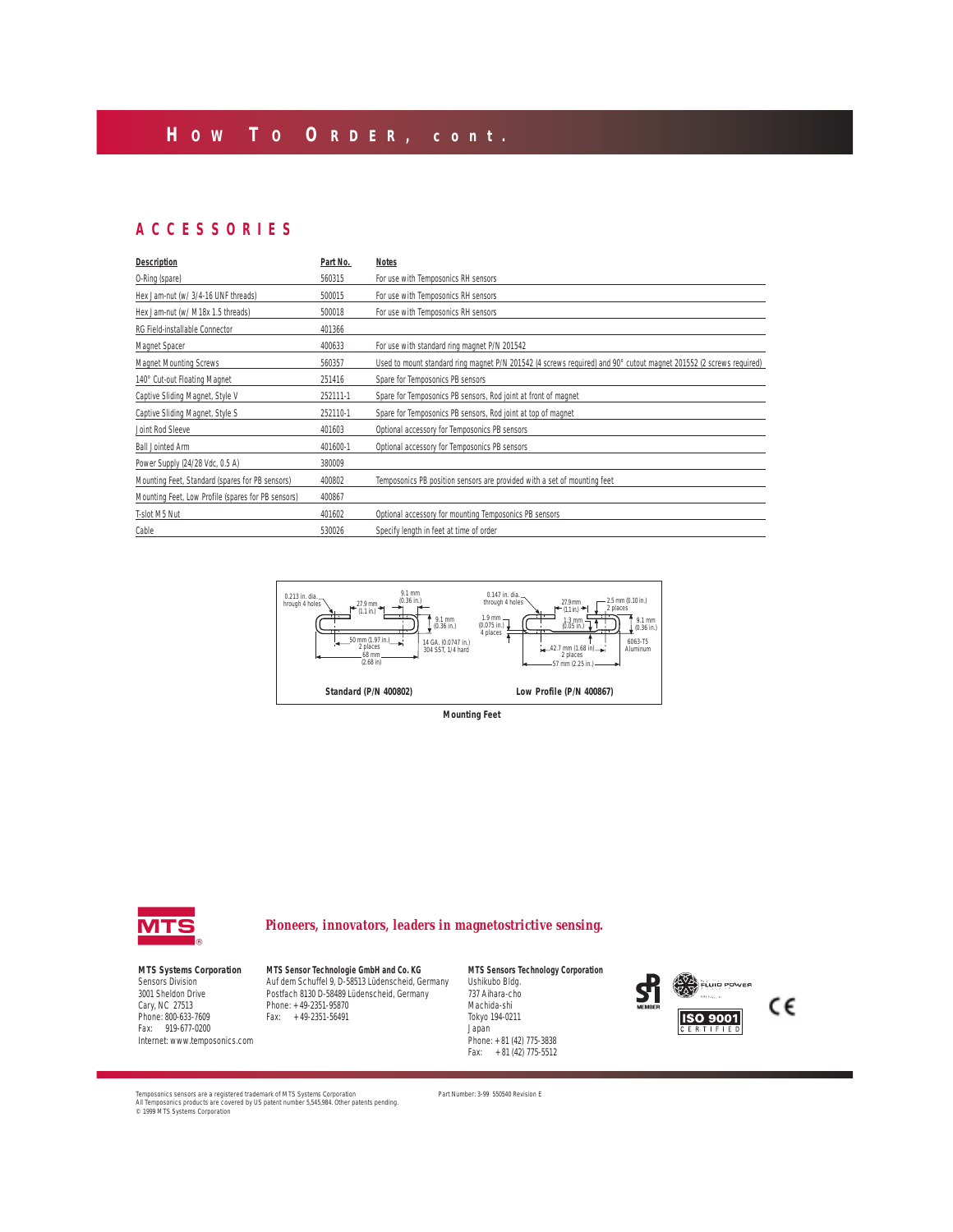# HOW TO ORDER, cont.

## ACCESSORIES

| Description | Part No. | Notes |
|---|---|---|
| O-Ring (spare) | 560315 | For use with Temposonics RH sensors |
| Hex Jam-nut (w/ 3/4-16 UNF threads) | 500015 | For use with Temposonics RH sensors |
| Hex Jam-nut (w/ M18x 1.5 threads) | 500018 | For use with Temposonics RH sensors |
| RG Field-installable Connector | 401366 | |
| Magnet Spacer | 400633 | For use with standard ring magnet P/N 201542 |
| Magnet Mounting Screws | 560357 | Used to mount standard ring magnet P/N 201542 (4 screws required) and 90° cutout magnet 201552 (2 screws required) |
| 140° Cut-out Floating Magnet | 251416 | Spare for Temposonics PB sensors |
| Captive Sliding Magnet, Style V | 252111-1 | Spare for Temposonics PB sensors, Rod joint at front of magnet |
| Captive Sliding Magnet, Style S | 252110-1 | Spare for Temposonics PB sensors, Rod joint at top of magnet |
| Joint Rod Sleeve | 401603 | Optional accessory for Temposonics PB sensors |
| Ball Jointed Arm | 401600-1 | Optional accessory for Temposonics PB sensors |
| Power Supply (24/28 Vdc, 0.5 A) | 380009 | |
| Mounting Feet, Standard (spares for PB sensors) | 400802 | Temposonics PB position sensors are provided with a set of mounting feet |
| Mounting Feet, Low Profile (spares for PB sensors) | 400867 | |
| T-slot M5 Nut | 401602 | Optional accessory for mounting Temposonics PB sensors |
| Cable | 530026 | Specify length in feet at time of order |

0.213 in. dia. through 4 holes
27.9 mm (1.1 in.)
9.1 mm (0.36 in.)
9.1 mm (0.36 in.)
50 mm (1.97 in.) 2 places
68 mm (2.68 in)
14 GA. (0.0747 in.) 304 SST, 1/4 hard

0.147 in. dia. through 4 holes
27.9mm (1.1 in.)
2.5 mm (0.10 in.) 2 places
1.9 mm (0.075 in.) 4 places
1.3 mm (0.05 in.)
9.1 mm (0.36 in.)
6063-T5 Aluminum
42.7 mm (1.68 in) 2 places
57 mm (2.25 in.)

**Standard (P/N 400802)** **Low Profile (P/N 400867)**

**Mounting Feet**

MTS

*Pioneers, innovators, leaders in magnetostrictive sensing.*

**MTS Systems Corporation**
Sensors Division
3001 Sheldon Drive
Cary, NC 27513
Phone: 800-633-7609
Fax: 919-677-0200
Internet: www.temposonics.com

**MTS Sensor Technologie GmbH and Co. KG**
Auf dem Schuffel 9, D-58513 Lüdenscheid, Germany
Postfach 8130 D-58489 Lüdenscheid, Germany
Phone: +49-2351-95870
Fax: +49-2351-56491

**MTS Sensors Technology Corporation**
Ushikubo Bldg.
737 Aihara-cho
Machida-shi
Tokyo 194-0211
Japan
Phone: +81 (42) 775-3838
Fax: +81 (42) 775-5512

SPI MEMBER FLUID POWER ISO 9001 CERTIFIED CE

Temposonics sensors are a registered trademark of MTS Systems Corporation
All Temposonics products are covered by US patent number 5,545,984. Other patents pending.
© 1999 MTS Systems Corporation

Part Number: 3-99 550540 Revision E